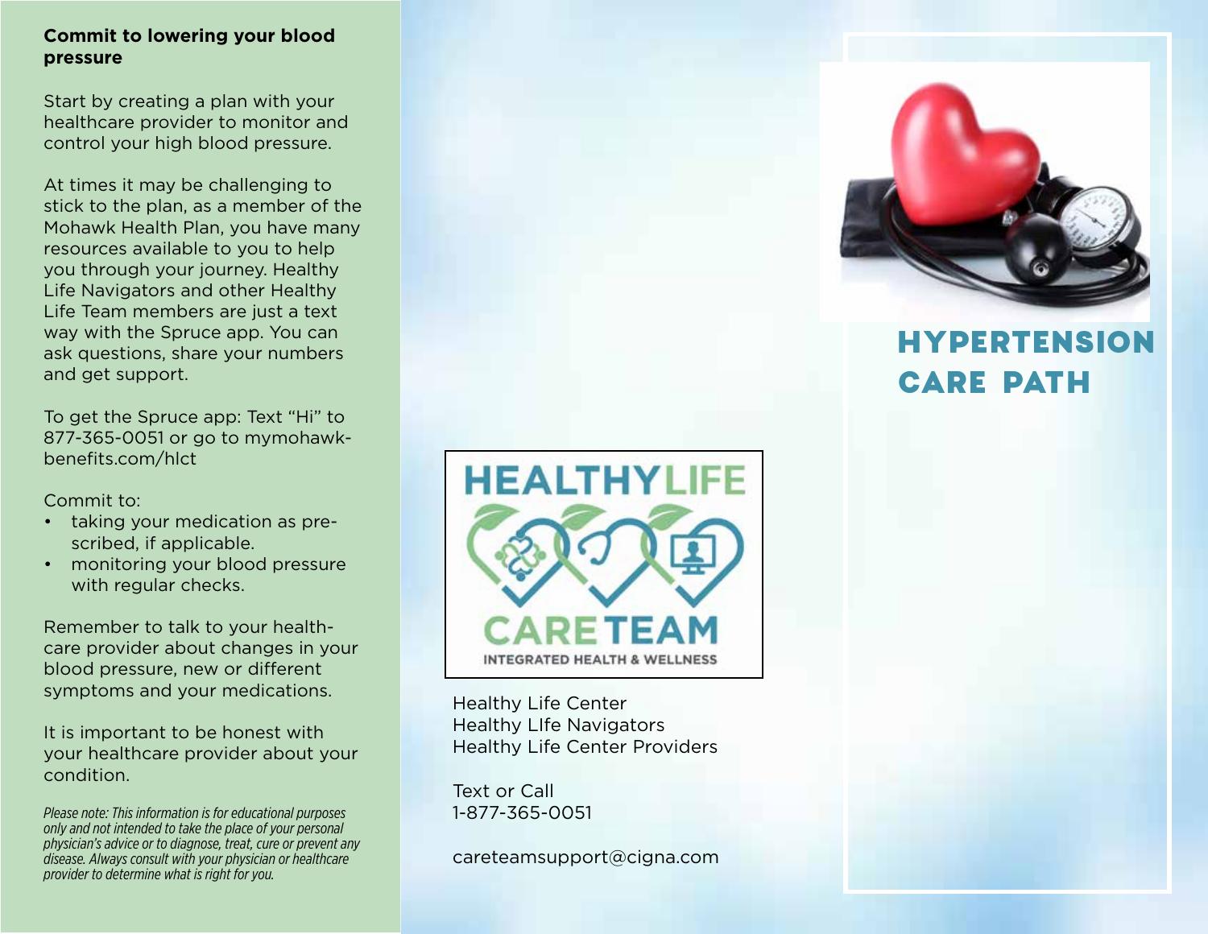## Commit to lowering your blood pressure

Start by creating a plan with your healthcare provider to monitor and control your high blood pressure.

At times it may be challenging to stick to the plan, as a member of the Mohawk Health Plan, you have many resources available to you to help you through your journey. Healthy Life Navigators and other Healthy Life Team members are just a text way with the Spruce app. You can ask questions, share your numbers and get support.

To get the Spruce app: Text "Hi" to 877-365-0051 or go to mymohawk-benefits.com/hlct

Commit to:

- taking your medication as prescribed, if applicable.
- monitoring your blood pressure with regular checks.

Remember to talk to your healthcare provider about changes in your blood pressure, new or different symptoms and your medications.

It is important to be honest with your healthcare provider about your condition.

*Please note: This information is for educational purposes only and not intended to take the place of your personal physician's advice or to diagnose, treat, cure or prevent any disease. Always consult with your physician or healthcare provider to determine what is right for you.*

HEALTHYLIFE CARETEAM
INTEGRATED HEALTH & WELLNESS

Healthy Life Center
Healthy LIfe Navigators
Healthy Life Center Providers

Text or Call
1-877-365-0051

careteamsupport@cigna.com

# HYPERTENSION CARE PATH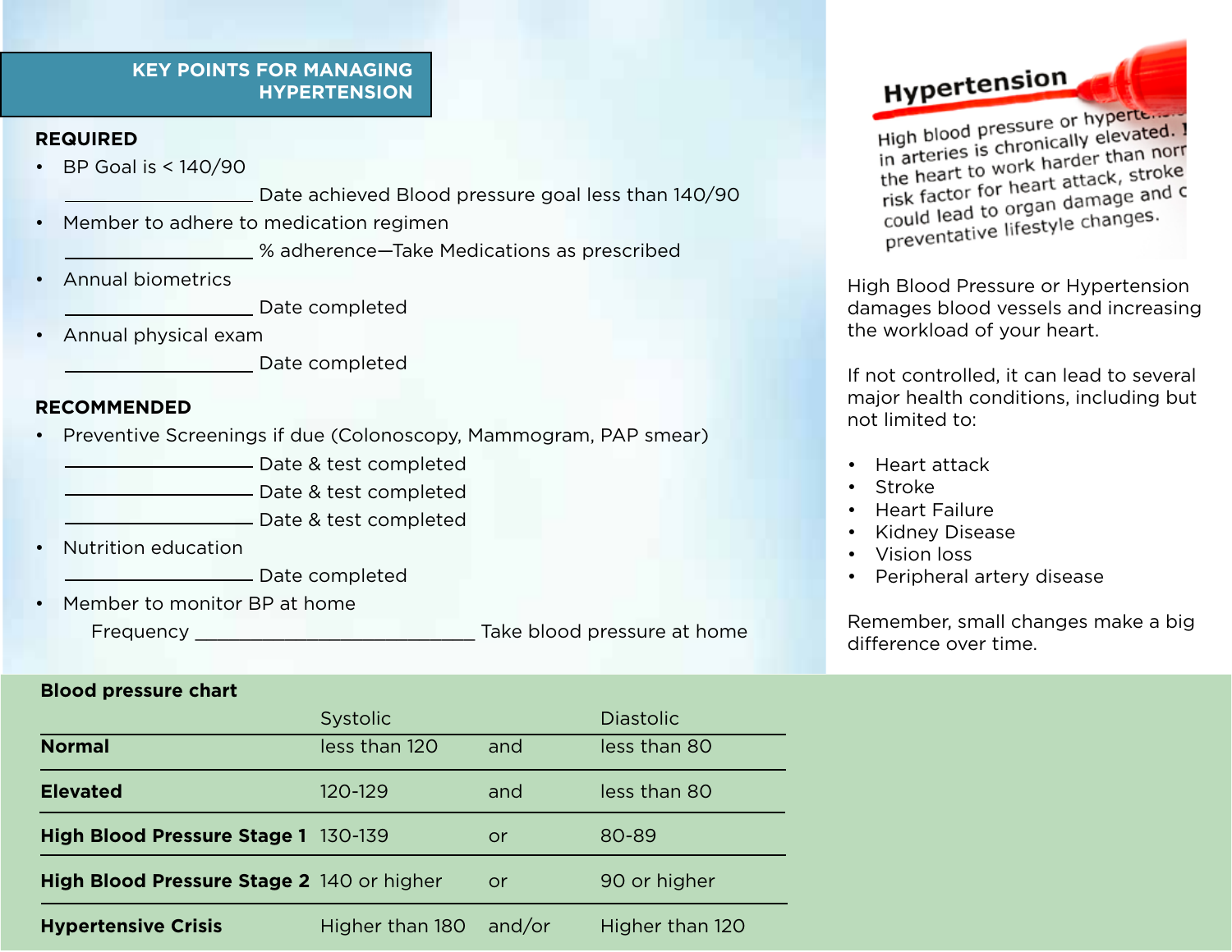## KEY POINTS FOR MANAGING HYPERTENSION

### REQUIRED

- BP Goal is < 140/90

  ________________ Date achieved Blood pressure goal less than 140/90
- Member to adhere to medication regimen

  ________________ % adherence—Take Medications as prescribed
- Annual biometrics

  ________________ Date completed
- Annual physical exam

  ________________ Date completed

### RECOMMENDED

- Preventive Screenings if due (Colonoscopy, Mammogram, PAP smear)

  ________________ Date & test completed

  ________________ Date & test completed

  ________________ Date & test completed
- Nutrition education

  ________________ Date completed
- Member to monitor BP at home

  Frequency ________________________ Take blood pressure at home

**Hypertension**

High blood pressure or hyperte... in arteries is chronically elevated. ... the heart to work harder than norm... risk factor for heart attack, stroke... could lead to organ damage and c... preventative lifestyle changes.

High Blood Pressure or Hypertension damages blood vessels and increasing the workload of your heart.

If not controlled, it can lead to several major health conditions, including but not limited to:

- Heart attack
- Stroke
- Heart Failure
- Kidney Disease
- Vision loss
- Peripheral artery disease

Remember, small changes make a big difference over time.

**Blood pressure chart**

| | Systolic | | Diastolic |
|---|---|---|---|
| **Normal** | less than 120 | and | less than 80 |
| **Elevated** | 120-129 | and | less than 80 |
| **High Blood Pressure Stage 1** | 130-139 | or | 80-89 |
| **High Blood Pressure Stage 2** | 140 or higher | or | 90 or higher |
| **Hypertensive Crisis** | Higher than 180 | and/or | Higher than 120 |